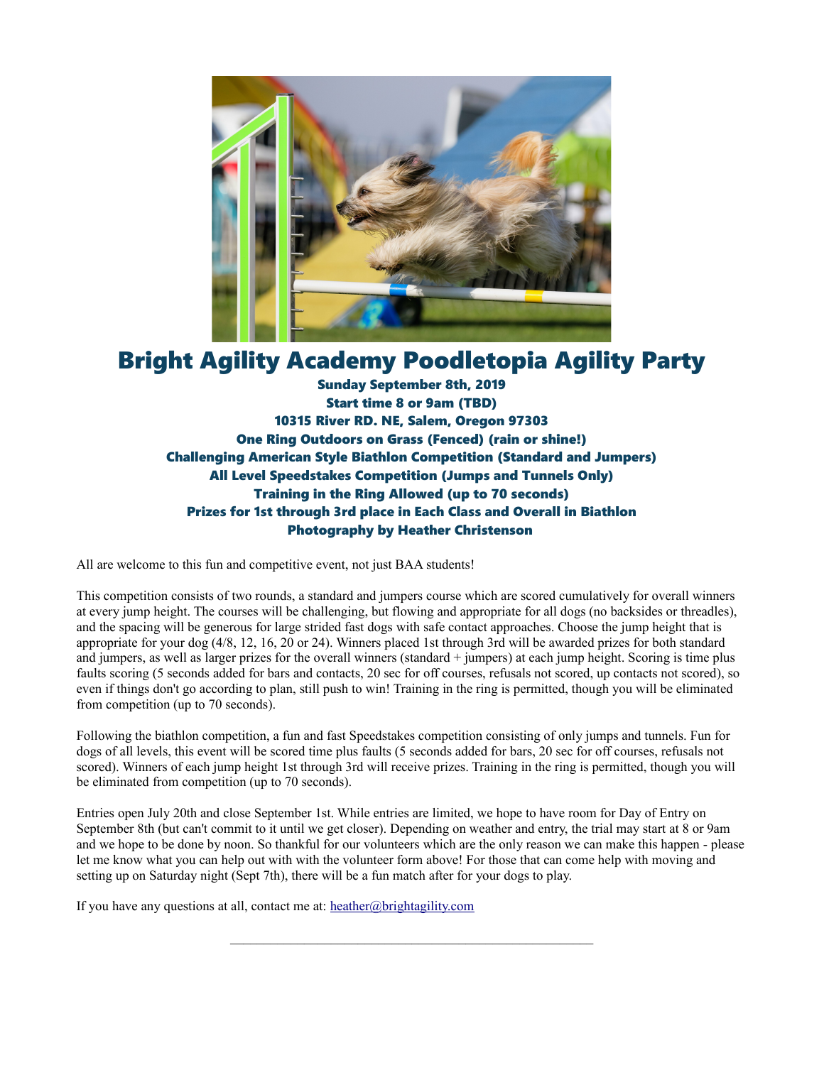# Bright Agility Academy Poodletopia Agility Party

**Sunday September 8th, 2019**
**Start time 8 or 9am (TBD)**
**10315 River RD. NE, Salem, Oregon 97303**
**One Ring Outdoors on Grass (Fenced) (rain or shine!)**
**Challenging American Style Biathlon Competition (Standard and Jumpers)**
**All Level Speedstakes Competition (Jumps and Tunnels Only)**
**Training in the Ring Allowed (up to 70 seconds)**
**Prizes for 1st through 3rd place in Each Class and Overall in Biathlon**
**Photography by Heather Christenson**

All are welcome to this fun and competitive event, not just BAA students!

This competition consists of two rounds, a standard and jumpers course which are scored cumulatively for overall winners at every jump height. The courses will be challenging, but flowing and appropriate for all dogs (no backsides or threadles), and the spacing will be generous for large strided fast dogs with safe contact approaches. Choose the jump height that is appropriate for your dog (4/8, 12, 16, 20 or 24). Winners placed 1st through 3rd will be awarded prizes for both standard and jumpers, as well as larger prizes for the overall winners (standard + jumpers) at each jump height. Scoring is time plus faults scoring (5 seconds added for bars and contacts, 20 sec for off courses, refusals not scored, up contacts not scored), so even if things don't go according to plan, still push to win! Training in the ring is permitted, though you will be eliminated from competition (up to 70 seconds).

Following the biathlon competition, a fun and fast Speedstakes competition consisting of only jumps and tunnels. Fun for dogs of all levels, this event will be scored time plus faults (5 seconds added for bars, 20 sec for off courses, refusals not scored). Winners of each jump height 1st through 3rd will receive prizes. Training in the ring is permitted, though you will be eliminated from competition (up to 70 seconds).

Entries open July 20th and close September 1st. While entries are limited, we hope to have room for Day of Entry on September 8th (but can't commit to it until we get closer). Depending on weather and entry, the trial may start at 8 or 9am and we hope to be done by noon. So thankful for our volunteers which are the only reason we can make this happen - please let me know what you can help out with with the volunteer form above! For those that can come help with moving and setting up on Saturday night (Sept 7th), there will be a fun match after for your dogs to play.

If you have any questions at all, contact me at: heather@brightagility.com

---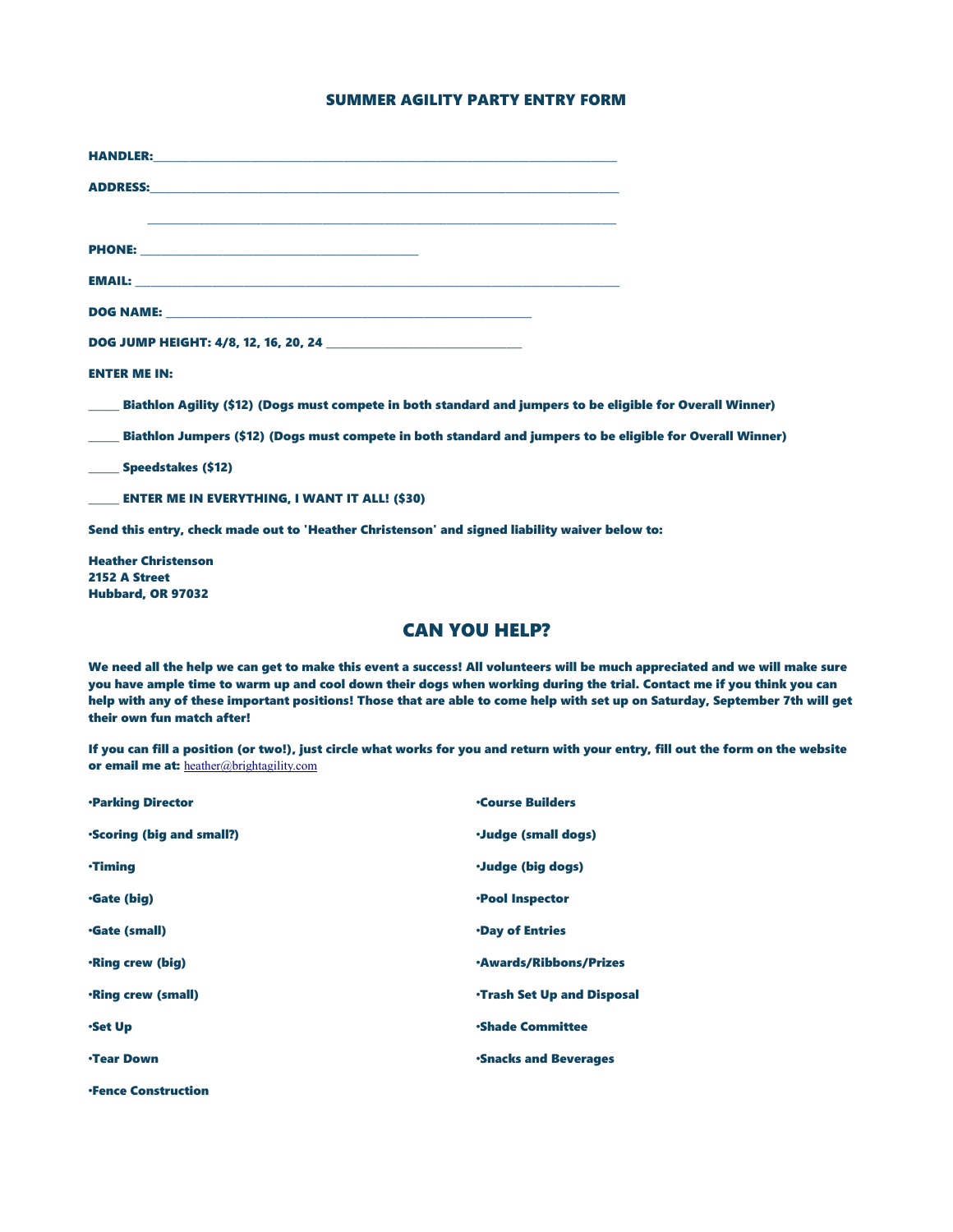## SUMMER AGILITY PARTY ENTRY FORM

**HANDLER:**________________________________________________________________________________

**ADDRESS:**________________________________________________________________________________

________________________________________________________________________________

**PHONE:** ________________________________________________

**EMAIL:** ________________________________________________________________________________

**DOG NAME:** _________________________________________________________________

**DOG JUMP HEIGHT: 4/8, 12, 16, 20, 24** __________________________________

**ENTER ME IN:**

_____ **Biathlon Agility ($12) (Dogs must compete in both standard and jumpers to be eligible for Overall Winner)**

_____ **Biathlon Jumpers ($12) (Dogs must compete in both standard and jumpers to be eligible for Overall Winner)**

_____ **Speedstakes ($12)**

_____ **ENTER ME IN EVERYTHING, I WANT IT ALL! ($30)**

**Send this entry, check made out to 'Heather Christenson' and signed liability waiver below to:**

**Heather Christenson**
**2152 A Street**
**Hubbard, OR 97032**

## CAN YOU HELP?

**We need all the help we can get to make this event a success! All volunteers will be much appreciated and we will make sure you have ample time to warm up and cool down their dogs when working during the trial. Contact me if you think you can help with any of these important positions! Those that are able to come help with set up on Saturday, September 7th will get their own fun match after!**

**If you can fill a position (or two!), just circle what works for you and return with your entry, fill out the form on the website or email me at:** heather@brightagility.com

- **Parking Director**
- **Scoring (big and small?)**
- **Timing**
- **Gate (big)**
- **Gate (small)**
- **Ring crew (big)**
- **Ring crew (small)**
- **Set Up**
- **Tear Down**
- **Fence Construction**
- **Course Builders**
- **Judge (small dogs)**
- **Judge (big dogs)**
- **Pool Inspector**
- **Day of Entries**
- **Awards/Ribbons/Prizes**
- **Trash Set Up and Disposal**
- **Shade Committee**
- **Snacks and Beverages**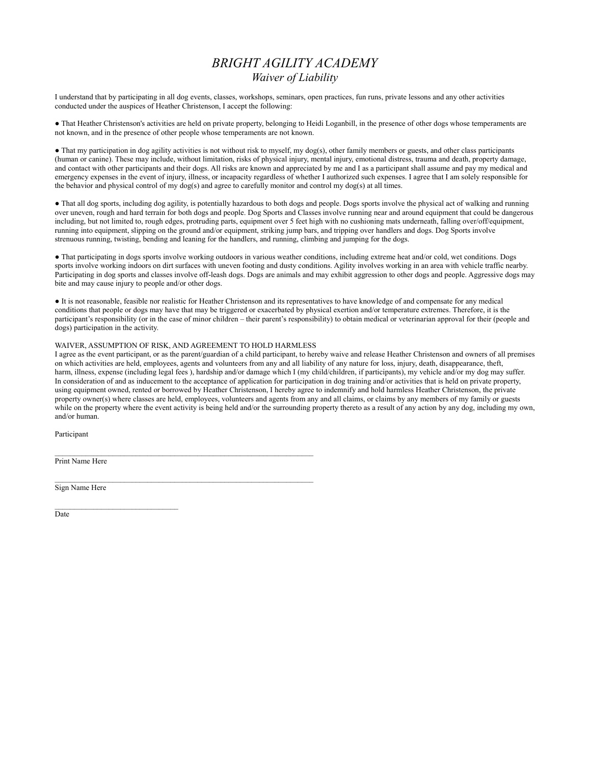# *BRIGHT AGILITY ACADEMY*

## *Waiver of Liability*

I understand that by participating in all dog events, classes, workshops, seminars, open practices, fun runs, private lessons and any other activities conducted under the auspices of Heather Christenson, I accept the following:

● That Heather Christenson's activities are held on private property, belonging to Heidi Loganbill, in the presence of other dogs whose temperaments are not known, and in the presence of other people whose temperaments are not known.

● That my participation in dog agility activities is not without risk to myself, my dog(s), other family members or guests, and other class participants (human or canine). These may include, without limitation, risks of physical injury, mental injury, emotional distress, trauma and death, property damage, and contact with other participants and their dogs. All risks are known and appreciated by me and I as a participant shall assume and pay my medical and emergency expenses in the event of injury, illness, or incapacity regardless of whether I authorized such expenses. I agree that I am solely responsible for the behavior and physical control of my dog(s) and agree to carefully monitor and control my dog(s) at all times.

● That all dog sports, including dog agility, is potentially hazardous to both dogs and people. Dogs sports involve the physical act of walking and running over uneven, rough and hard terrain for both dogs and people. Dog Sports and Classes involve running near and around equipment that could be dangerous including, but not limited to, rough edges, protruding parts, equipment over 5 feet high with no cushioning mats underneath, falling over/off/equipment, running into equipment, slipping on the ground and/or equipment, striking jump bars, and tripping over handlers and dogs. Dog Sports involve strenuous running, twisting, bending and leaning for the handlers, and running, climbing and jumping for the dogs.

● That participating in dogs sports involve working outdoors in various weather conditions, including extreme heat and/or cold, wet conditions. Dogs sports involve working indoors on dirt surfaces with uneven footing and dusty conditions. Agility involves working in an area with vehicle traffic nearby. Participating in dog sports and classes involve off-leash dogs. Dogs are animals and may exhibit aggression to other dogs and people. Aggressive dogs may bite and may cause injury to people and/or other dogs.

● It is not reasonable, feasible nor realistic for Heather Christenson and its representatives to have knowledge of and compensate for any medical conditions that people or dogs may have that may be triggered or exacerbated by physical exertion and/or temperature extremes. Therefore, it is the participant's responsibility (or in the case of minor children – their parent's responsibility) to obtain medical or veterinarian approval for their (people and dogs) participation in the activity.

WAIVER, ASSUMPTION OF RISK, AND AGREEMENT TO HOLD HARMLESS
I agree as the event participant, or as the parent/guardian of a child participant, to hereby waive and release Heather Christenson and owners of all premises on which activities are held, employees, agents and volunteers from any and all liability of any nature for loss, injury, death, disappearance, theft, harm, illness, expense (including legal fees ), hardship and/or damage which I (my child/children, if participants), my vehicle and/or my dog may suffer. In consideration of and as inducement to the acceptance of application for participation in dog training and/or activities that is held on private property, using equipment owned, rented or borrowed by Heather Christenson, I hereby agree to indemnify and hold harmless Heather Christenson, the private property owner(s) where classes are held, employees, volunteers and agents from any and all claims, or claims by any members of my family or guests while on the property where the event activity is being held and/or the surrounding property thereto as a result of any action by any dog, including my own, and/or human.

Participant

\_\_\_\_\_\_\_\_\_\_\_\_\_\_\_\_\_\_\_\_\_\_\_\_\_\_\_\_\_\_\_\_\_\_\_\_\_\_\_\_\_\_\_\_\_\_\_\_\_\_\_\_\_\_\_\_\_\_\_\_\_\_\_\_
Print Name Here

\_\_\_\_\_\_\_\_\_\_\_\_\_\_\_\_\_\_\_\_\_\_\_\_\_\_\_\_\_\_\_\_\_\_\_\_\_\_\_\_\_\_\_\_\_\_\_\_\_\_\_\_\_\_\_\_\_\_\_\_\_\_\_\_
Sign Name Here

\_\_\_\_\_\_\_\_\_\_\_\_\_\_\_\_\_\_\_\_\_\_\_\_\_\_\_\_\_\_\_\_
Date